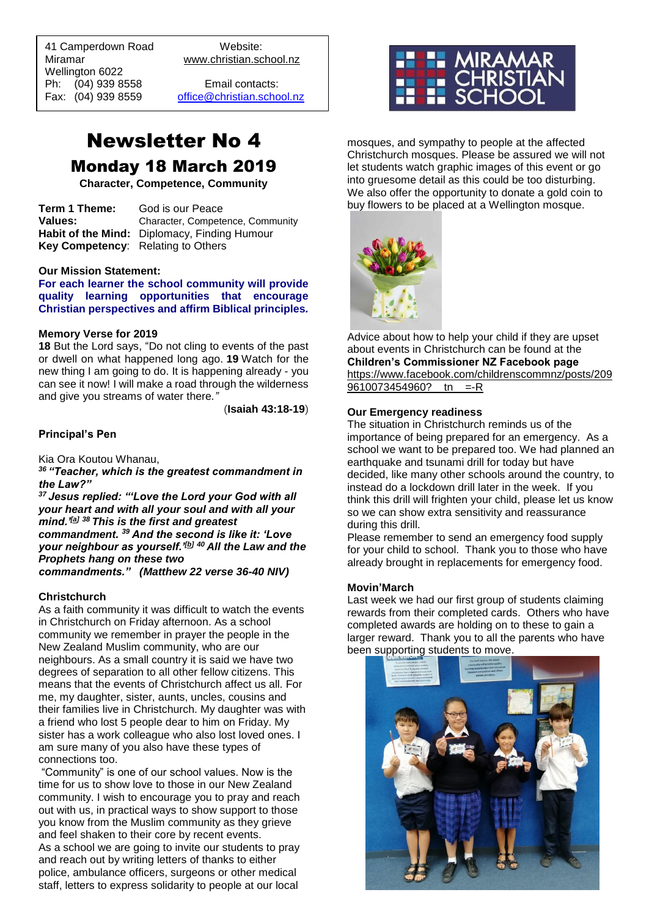41 Camperdown Road
Miramar
Wellington 6022
Ph: (04) 939 8558
Fax: (04) 939 8559

Website:
www.christian.school.nz

Email contacts:
office@christian.school.nz

MIRAMAR CHRISTIAN SCHOOL

# Newsletter No 4

## Monday 18 March 2019

**Character, Competence, Community**

**Term 1 Theme:** God is our Peace
**Values:** Character, Competence, Community
**Habit of the Mind:** Diplomacy, Finding Humour
**Key Competency**: Relating to Others

**Our Mission Statement:**

**For each learner the school community will provide quality learning opportunities that encourage Christian perspectives and affirm Biblical principles.**

**Memory Verse for 2019**

**18** But the Lord says, "Do not cling to events of the past or dwell on what happened long ago. **19** Watch for the new thing I am going to do. It is happening already - you can see it now! I will make a road through the wilderness and give you streams of water there.*"*

(**Isaiah 43:18-19**)

**Principal's Pen**

Kia Ora Koutou Whanau,

***36 "Teacher, which is the greatest commandment in the Law?"***

***37 Jesus replied: "'Love the Lord your God with all your heart and with all your soul and with all your mind.'[a] 38 This is the first and greatest commandment. 39 And the second is like it: 'Love your neighbour as yourself.'[b] 40 All the Law and the Prophets hang on these two commandments." (Matthew 22 verse 36-40 NIV)***

**Christchurch**

As a faith community it was difficult to watch the events in Christchurch on Friday afternoon. As a school community we remember in prayer the people in the New Zealand Muslim community, who are our neighbours. As a small country it is said we have two degrees of separation to all other fellow citizens. This means that the events of Christchurch affect us all. For me, my daughter, sister, aunts, uncles, cousins and their families live in Christchurch. My daughter was with a friend who lost 5 people dear to him on Friday. My sister has a work colleague who also lost loved ones. I am sure many of you also have these types of connections too.

"Community" is one of our school values. Now is the time for us to show love to those in our New Zealand community. I wish to encourage you to pray and reach out with us, in practical ways to show support to those you know from the Muslim community as they grieve and feel shaken to their core by recent events.

As a school we are going to invite our students to pray and reach out by writing letters of thanks to either police, ambulance officers, surgeons or other medical staff, letters to express solidarity to people at our local mosques, and sympathy to people at the affected Christchurch mosques. Please be assured we will not let students watch graphic images of this event or go into gruesome detail as this could be too disturbing. We also offer the opportunity to donate a gold coin to buy flowers to be placed at a Wellington mosque.

Advice about how to help your child if they are upset about events in Christchurch can be found at the **Children's Commissioner NZ Facebook page** https://www.facebook.com/childrenscommnz/posts/2099610073454960?__tn__=-R

**Our Emergency readiness**

The situation in Christchurch reminds us of the importance of being prepared for an emergency. As a school we want to be prepared too. We had planned an earthquake and tsunami drill for today but have decided, like many other schools around the country, to instead do a lockdown drill later in the week. If you think this drill will frighten your child, please let us know so we can show extra sensitivity and reassurance during this drill.

Please remember to send an emergency food supply for your child to school. Thank you to those who have already brought in replacements for emergency food.

**Movin'March**

Last week we had our first group of students claiming rewards from their completed cards. Others who have completed awards are holding on to these to gain a larger reward. Thank you to all the parents who have been supporting students to move.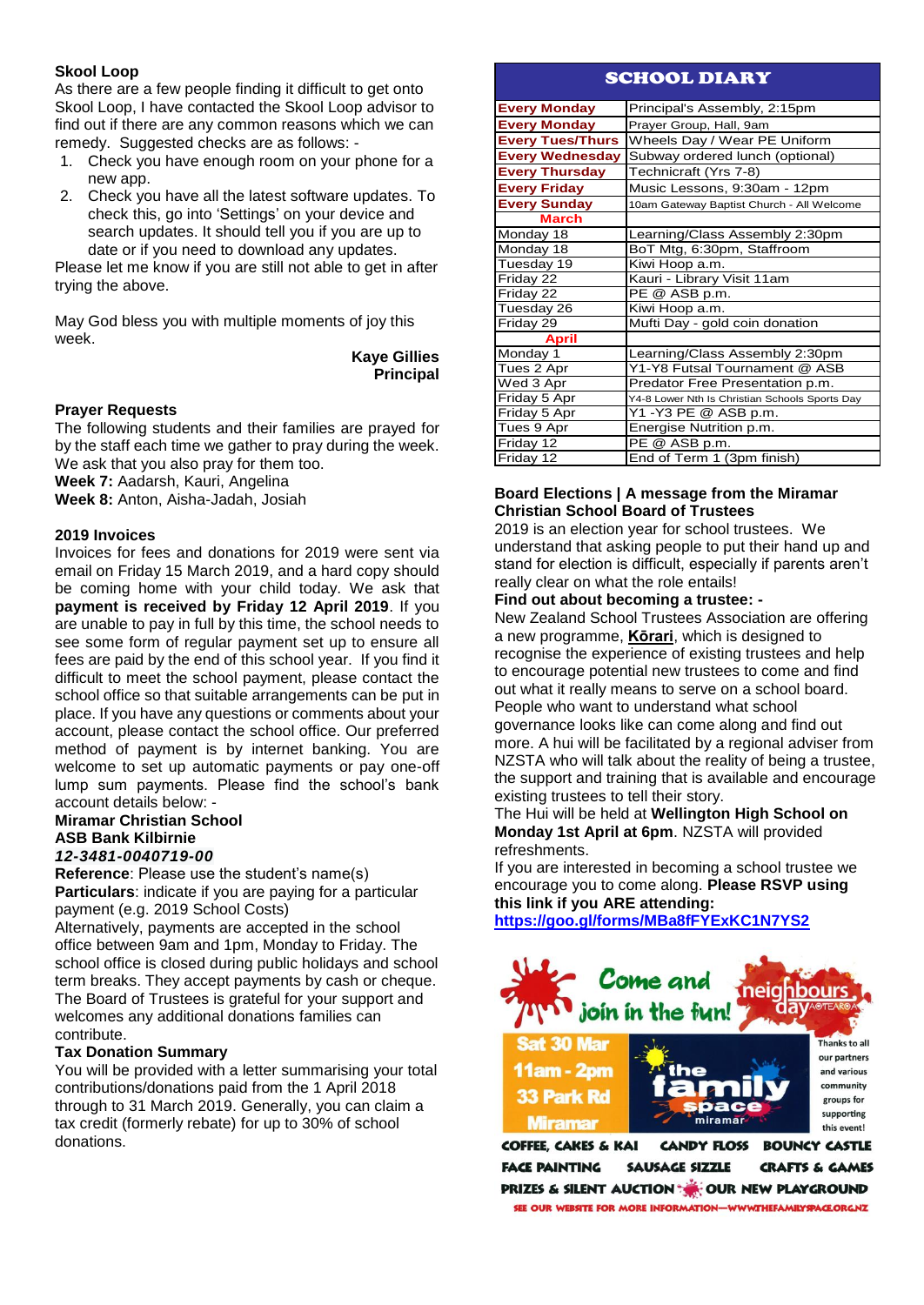### Skool Loop

As there are a few people finding it difficult to get onto Skool Loop, I have contacted the Skool Loop advisor to find out if there are any common reasons which we can remedy. Suggested checks are as follows: -

1. Check you have enough room on your phone for a new app.
2. Check you have all the latest software updates. To check this, go into 'Settings' on your device and search updates. It should tell you if you are up to date or if you need to download any updates.

Please let me know if you are still not able to get in after trying the above.

May God bless you with multiple moments of joy this week.

**Kaye Gillies**
**Principal**

### Prayer Requests

The following students and their families are prayed for by the staff each time we gather to pray during the week. We ask that you also pray for them too.

**Week 7:** Aadarsh, Kauri, Angelina
**Week 8:** Anton, Aisha-Jadah, Josiah

### 2019 Invoices

Invoices for fees and donations for 2019 were sent via email on Friday 15 March 2019, and a hard copy should be coming home with your child today. We ask that **payment is received by Friday 12 April 2019**. If you are unable to pay in full by this time, the school needs to see some form of regular payment set up to ensure all fees are paid by the end of this school year. If you find it difficult to meet the school payment, please contact the school office so that suitable arrangements can be put in place. If you have any questions or comments about your account, please contact the school office. Our preferred method of payment is by internet banking. You are welcome to set up automatic payments or pay one-off lump sum payments. Please find the school's bank account details below: -

**Miramar Christian School**
**ASB Bank Kilbirnie**
***12-3481-0040719-00***
**Reference**: Please use the student's name(s)
**Particulars**: indicate if you are paying for a particular payment (e.g. 2019 School Costs)

Alternatively, payments are accepted in the school office between 9am and 1pm, Monday to Friday. The school office is closed during public holidays and school term breaks. They accept payments by cash or cheque. The Board of Trustees is grateful for your support and welcomes any additional donations families can contribute.

### Tax Donation Summary

You will be provided with a letter summarising your total contributions/donations paid from the 1 April 2018 through to 31 March 2019. Generally, you can claim a tax credit (formerly rebate) for up to 30% of school donations.

## SCHOOL DIARY

| | |
|---|---|
| **Every Monday** | Principal's Assembly, 2:15pm |
| **Every Monday** | Prayer Group, Hall, 9am |
| **Every Tues/Thurs** | Wheels Day / Wear PE Uniform |
| **Every Wednesday** | Subway ordered lunch (optional) |
| **Every Thursday** | Technicraft (Yrs 7-8) |
| **Every Friday** | Music Lessons, 9:30am - 12pm |
| **Every Sunday** | 10am Gateway Baptist Church - All Welcome |
| **March** | |
| Monday 18 | Learning/Class Assembly 2:30pm |
| Monday 18 | BoT Mtg, 6:30pm, Staffroom |
| Tuesday 19 | Kiwi Hoop a.m. |
| Friday 22 | Kauri - Library Visit 11am |
| Friday 22 | PE @ ASB p.m. |
| Tuesday 26 | Kiwi Hoop a.m. |
| Friday 29 | Mufti Day - gold coin donation |
| **April** | |
| Monday 1 | Learning/Class Assembly 2:30pm |
| Tues 2 Apr | Y1-Y8 Futsal Tournament @ ASB |
| Wed 3 Apr | Predator Free Presentation p.m. |
| Friday 5 Apr | Y4-8 Lower Nth Is Christian Schools Sports Day |
| Friday 5 Apr | Y1 -Y3 PE @ ASB p.m. |
| Tues 9 Apr | Energise Nutrition p.m. |
| Friday 12 | PE @ ASB p.m. |
| Friday 12 | End of Term 1 (3pm finish) |

### Board Elections | A message from the Miramar Christian School Board of Trustees

2019 is an election year for school trustees. We understand that asking people to put their hand up and stand for election is difficult, especially if parents aren't really clear on what the role entails!

**Find out about becoming a trustee: -**

New Zealand School Trustees Association are offering a new programme, **Kōrari**, which is designed to recognise the experience of existing trustees and help to encourage potential new trustees to come and find out what it really means to serve on a school board. People who want to understand what school governance looks like can come along and find out more. A hui will be facilitated by a regional adviser from NZSTA who will talk about the reality of being a trustee, the support and training that is available and encourage existing trustees to tell their story.

The Hui will be held at **Wellington High School on Monday 1st April at 6pm**. NZSTA will provided refreshments.

If you are interested in becoming a school trustee we encourage you to come along. **Please RSVP using this link if you ARE attending:**
**https://goo.gl/forms/MBa8fFYExKC1N7YS2**

**Come and join in the fun!** neighbours day AOTEAROA

**Sat 30 Mar**
**11am - 2pm**
**33 Park Rd**
**Miramar**

the family space miramar

Thanks to all our partners and various community groups for supporting this event!

COFFEE, CAKES & KAI · CANDY FLOSS · BOUNCY CASTLE
FACE PAINTING · SAUSAGE SIZZLE · CRAFTS & GAMES
PRIZES & SILENT AUCTION · OUR NEW PLAYGROUND

SEE OUR WEBSITE FOR MORE INFORMATION—WWW.THEFAMILYSPACE.ORG.NZ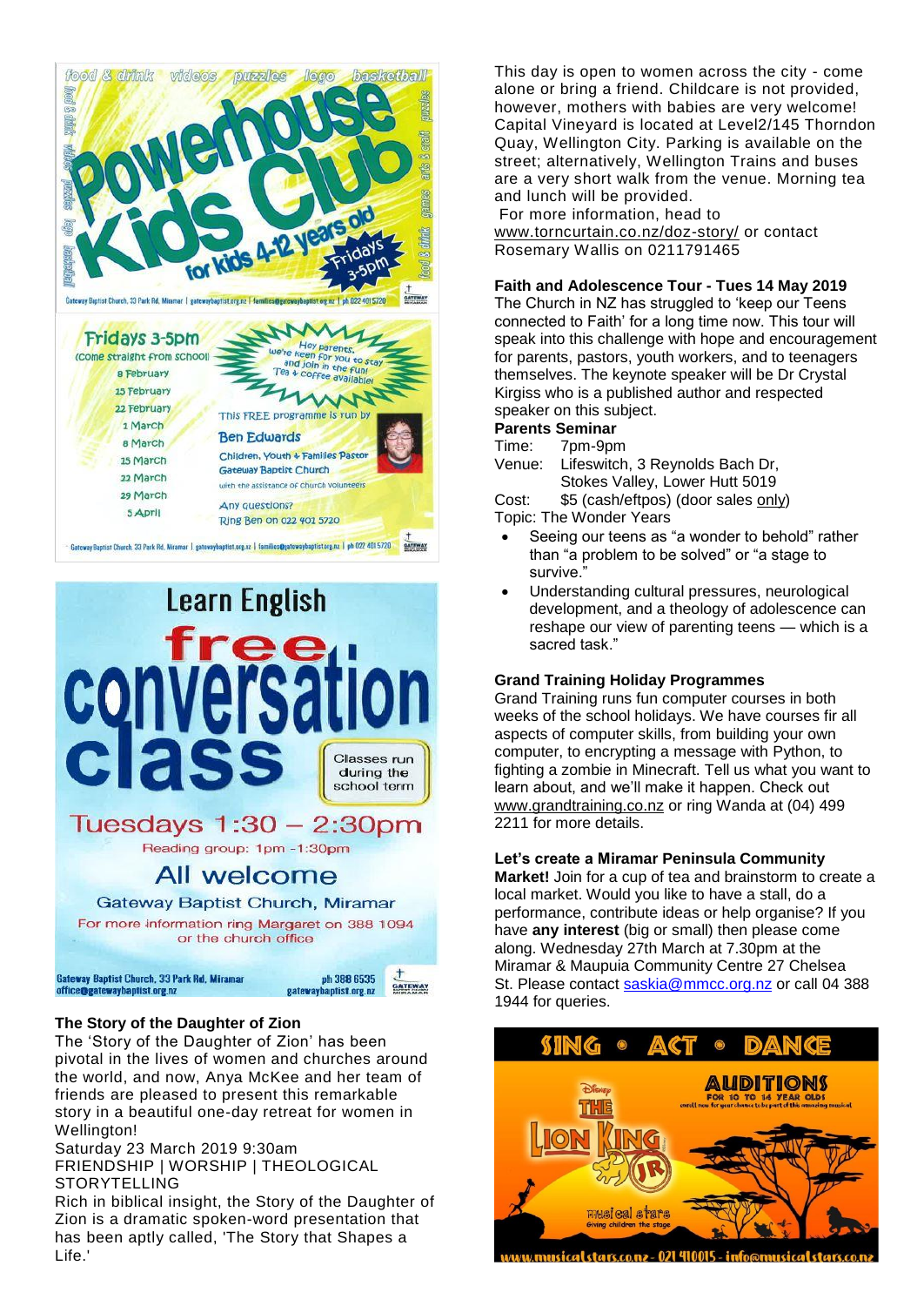# Powerhouse Kids Club

food & drink | videos | puzzles | lego | basketball | arts & craft | games

for kids 4-12 years old

Fridays 3-5pm

Gateway Baptist Church, 33 Park Rd, Miramar | gatewaybaptist.org.nz | families@gatewaybaptist.org.nz | ph 022 401 5720

**Fridays 3-5pm**

(come straight from school)

8 February
15 February
22 February
1 March
8 March
15 March
22 March
29 March
5 April

Hey parents, we're keen for you to stay and join in the fun! Tea & coffee available!

This FREE programme is run by **Ben Edwards**

Children, Youth & Families Pastor
Gateway Baptist Church
with the assistance of church volunteers

Any questions?
Ring Ben on 022 401 5720

Gateway Baptist Church, 33 Park Rd, Miramar | gatewaybaptist.org.nz | families@gatewaybaptist.org.nz | ph 022 401 5720

# Learn English free conversation class

Classes run during the school term

**Tuesdays 1:30 – 2:30pm**

Reading group: 1pm -1:30pm

All welcome

Gateway Baptist Church, Miramar

For more information ring Margaret on 388 1094 or the church office

Gateway Baptist Church, 33 Park Rd, Miramar | office@gatewaybaptist.org.nz | ph 388 6535 | gatewaybaptist.org.nz

**The Story of the Daughter of Zion**

The 'Story of the Daughter of Zion' has been pivotal in the lives of women and churches around the world, and now, Anya McKee and her team of friends are pleased to present this remarkable story in a beautiful one-day retreat for women in Wellington!

Saturday 23 March 2019 9:30am

FRIENDSHIP | WORSHIP | THEOLOGICAL STORYTELLING

Rich in biblical insight, the Story of the Daughter of Zion is a dramatic spoken-word presentation that has been aptly called, 'The Story that Shapes a Life.'

This day is open to women across the city - come alone or bring a friend. Childcare is not provided, however, mothers with babies are very welcome! Capital Vineyard is located at Level2/145 Thorndon Quay, Wellington City. Parking is available on the street; alternatively, Wellington Trains and buses are a very short walk from the venue. Morning tea and lunch will be provided.

For more information, head to www.torncurtain.co.nz/doz-story/ or contact Rosemary Wallis on 0211791465

**Faith and Adolescence Tour - Tues 14 May 2019**

The Church in NZ has struggled to 'keep our Teens connected to Faith' for a long time now. This tour will speak into this challenge with hope and encouragement for parents, pastors, youth workers, and to teenagers themselves. The keynote speaker will be Dr Crystal Kirgiss who is a published author and respected speaker on this subject.

**Parents Seminar**

Time: 7pm-9pm
Venue: Lifeswitch, 3 Reynolds Bach Dr, Stokes Valley, Lower Hutt 5019
Cost: $5 (cash/eftpos) (door sales only)
Topic: The Wonder Years

- Seeing our teens as "a wonder to behold" rather than "a problem to be solved" or "a stage to survive."
- Understanding cultural pressures, neurological development, and a theology of adolescence can reshape our view of parenting teens — which is a sacred task."

**Grand Training Holiday Programmes**

Grand Training runs fun computer courses in both weeks of the school holidays. We have courses fir all aspects of computer skills, from building your own computer, to encrypting a message with Python, to fighting a zombie in Minecraft. Tell us what you want to learn about, and we'll make it happen. Check out www.grandtraining.co.nz or ring Wanda at (04) 499 2211 for more details.

**Let's create a Miramar Peninsula Community Market!** Join for a cup of tea and brainstorm to create a local market. Would you like to have a stall, do a performance, contribute ideas or help organise? If you have **any interest** (big or small) then please come along. Wednesday 27th March at 7.30pm at the Miramar & Maupuia Community Centre 27 Chelsea St. Please contact saskia@mmcc.org.nz or call 04 388 1944 for queries.

# SING • ACT • DANCE

**AUDITIONS** FOR 10 TO 14 YEAR OLDS

enroll now for your chance to be part of this amazing musical

Disney THE LION KING JR

musical stars — Giving children the stage

www.musicalstars.co.nz - 021 410015 - info@musicalstars.co.nz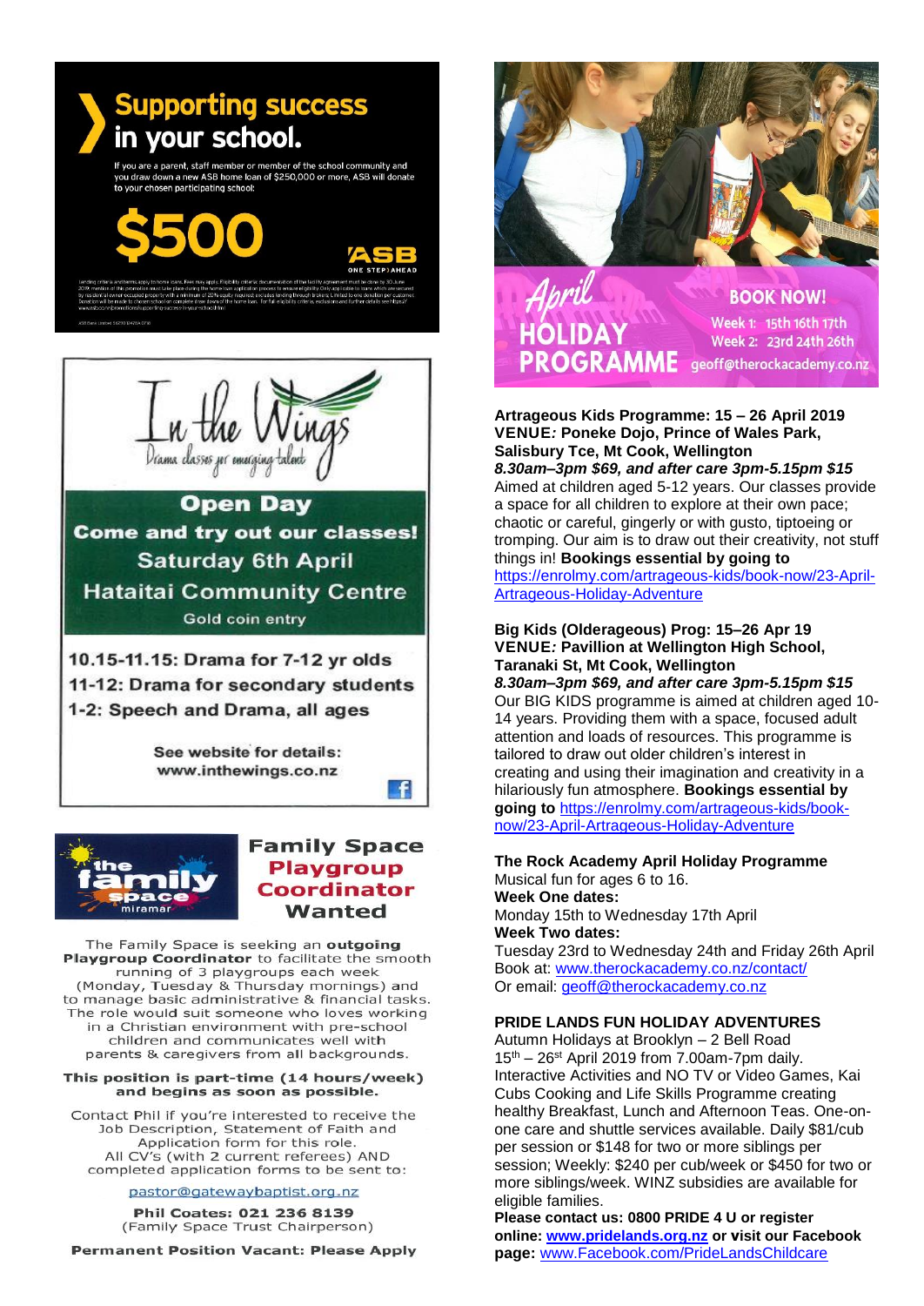## Supporting success in your school.

If you are a parent, staff member or member of the school community and you draw down a new ASB home loan of $250,000 or more, ASB will donate to your chosen participating school:

**$500**

ASB ONE STEP AHEAD

## In the Wings

Drama classes for emerging talent

**Open Day**

**Come and try out our classes!**

**Saturday 6th April**

**Hataitai Community Centre**

Gold coin entry

**10.15-11.15: Drama for 7-12 yr olds**

**11-12: Drama for secondary students**

**1-2: Speech and Drama, all ages**

**See website for details:**
**www.inthewings.co.nz**

## the family space miramar

## Family Space Playgroup Coordinator Wanted

The Family Space is seeking an **outgoing Playgroup Coordinator** to facilitate the smooth running of 3 playgroups each week (Monday, Tuesday & Thursday mornings) and to manage basic administrative & financial tasks. The role would suit someone who loves working in a Christian environment with pre-school children and communicates well with parents & caregivers from all backgrounds.

**This position is part-time (14 hours/week) and begins as soon as possible.**

Contact Phil if you're interested to receive the Job Description, Statement of Faith and Application form for this role.
All CV's (with 2 current referees) AND completed application forms to be sent to:

pastor@gatewaybaptist.org.nz

**Phil Coates: 021 236 8139**
(Family Space Trust Chairperson)

**Permanent Position Vacant: Please Apply**

## April HOLIDAY PROGRAMME

**BOOK NOW!**
Week 1: 15th 16th 17th
Week 2: 23rd 24th 26th
geoff@therockacademy.co.nz

**Artrageous Kids Programme: 15 – 26 April 2019**
**VENUE*:* Poneke Dojo, Prince of Wales Park, Salisbury Tce, Mt Cook, Wellington**
***8.30am–3pm $69, and after care 3pm-5.15pm $15***
Aimed at children aged 5-12 years. Our classes provide a space for all children to explore at their own pace; chaotic or careful, gingerly or with gusto, tiptoeing or tromping. Our aim is to draw out their creativity, not stuff things in! **Bookings essential by going to** https://enrolmy.com/artrageous-kids/book-now/23-April-Artrageous-Holiday-Adventure

**Big Kids (Olderageous) Prog: 15–26 Apr 19**
**VENUE*:* Pavillion at Wellington High School, Taranaki St, Mt Cook, Wellington**
***8.30am–3pm $69, and after care 3pm-5.15pm $15***
Our BIG KIDS programme is aimed at children aged 10-14 years. Providing them with a space, focused adult attention and loads of resources. This programme is tailored to draw out older children's interest in creating and using their imagination and creativity in a hilariously fun atmosphere. **Bookings essential by going to** https://enrolmy.com/artrageous-kids/book-now/23-April-Artrageous-Holiday-Adventure

**The Rock Academy April Holiday Programme**
Musical fun for ages 6 to 16.
**Week One dates:**
Monday 15th to Wednesday 17th April
**Week Two dates:**
Tuesday 23rd to Wednesday 24th and Friday 26th April
Book at: www.therockacademy.co.nz/contact/
Or email: geoff@therockacademy.co.nz

**PRIDE LANDS FUN HOLIDAY ADVENTURES**
Autumn Holidays at Brooklyn – 2 Bell Road
15th – 26st April 2019 from 7.00am-7pm daily.
Interactive Activities and NO TV or Video Games, Kai Cubs Cooking and Life Skills Programme creating healthy Breakfast, Lunch and Afternoon Teas. One-on-one care and shuttle services available. Daily $81/cub per session or $148 for two or more siblings per session; Weekly: $240 per cub/week or $450 for two or more siblings/week. WINZ subsidies are available for eligible families.
**Please contact us: 0800 PRIDE 4 U or register online: www.pridelands.org.nz or visit our Facebook page:** www.Facebook.com/PrideLandsChildcare